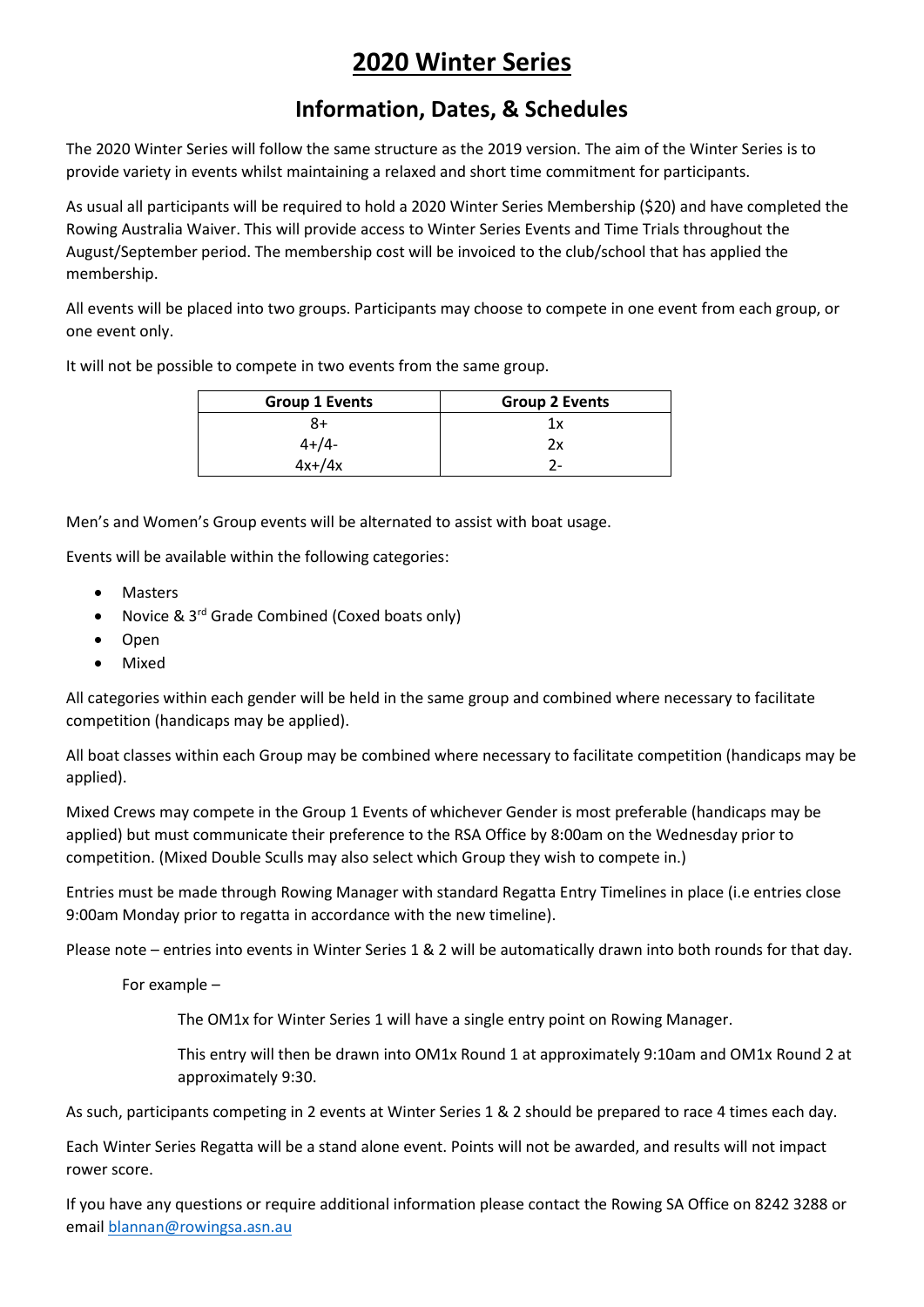# 2020 Winter Series

## Information, Dates, & Schedules

The 2020 Winter Series will follow the same structure as the 2019 version. The aim of the Winter Series is to provide variety in events whilst maintaining a relaxed and short time commitment for participants.

As usual all participants will be required to hold a 2020 Winter Series Membership ($20) and have completed the Rowing Australia Waiver. This will provide access to Winter Series Events and Time Trials throughout the August/September period. The membership cost will be invoiced to the club/school that has applied the membership.

All events will be placed into two groups. Participants may choose to compete in one event from each group, or one event only.

It will not be possible to compete in two events from the same group.

| Group 1 Events | Group 2 Events |
|---|---|
| 8+ | 1x |
| 4+/4- | 2x |
| 4x+/4x | 2- |

Men's and Women's Group events will be alternated to assist with boat usage.

Events will be available within the following categories:

- Masters
- Novice & 3rd Grade Combined (Coxed boats only)
- Open
- Mixed

All categories within each gender will be held in the same group and combined where necessary to facilitate competition (handicaps may be applied).

All boat classes within each Group may be combined where necessary to facilitate competition (handicaps may be applied).

Mixed Crews may compete in the Group 1 Events of whichever Gender is most preferable (handicaps may be applied) but must communicate their preference to the RSA Office by 8:00am on the Wednesday prior to competition. (Mixed Double Sculls may also select which Group they wish to compete in.)

Entries must be made through Rowing Manager with standard Regatta Entry Timelines in place (i.e entries close 9:00am Monday prior to regatta in accordance with the new timeline).

Please note – entries into events in Winter Series 1 & 2 will be automatically drawn into both rounds for that day.

For example –

> The OM1x for Winter Series 1 will have a single entry point on Rowing Manager.
>
> This entry will then be drawn into OM1x Round 1 at approximately 9:10am and OM1x Round 2 at approximately 9:30.

As such, participants competing in 2 events at Winter Series 1 & 2 should be prepared to race 4 times each day.

Each Winter Series Regatta will be a stand alone event. Points will not be awarded, and results will not impact rower score.

If you have any questions or require additional information please contact the Rowing SA Office on 8242 3288 or email blannan@rowingsa.asn.au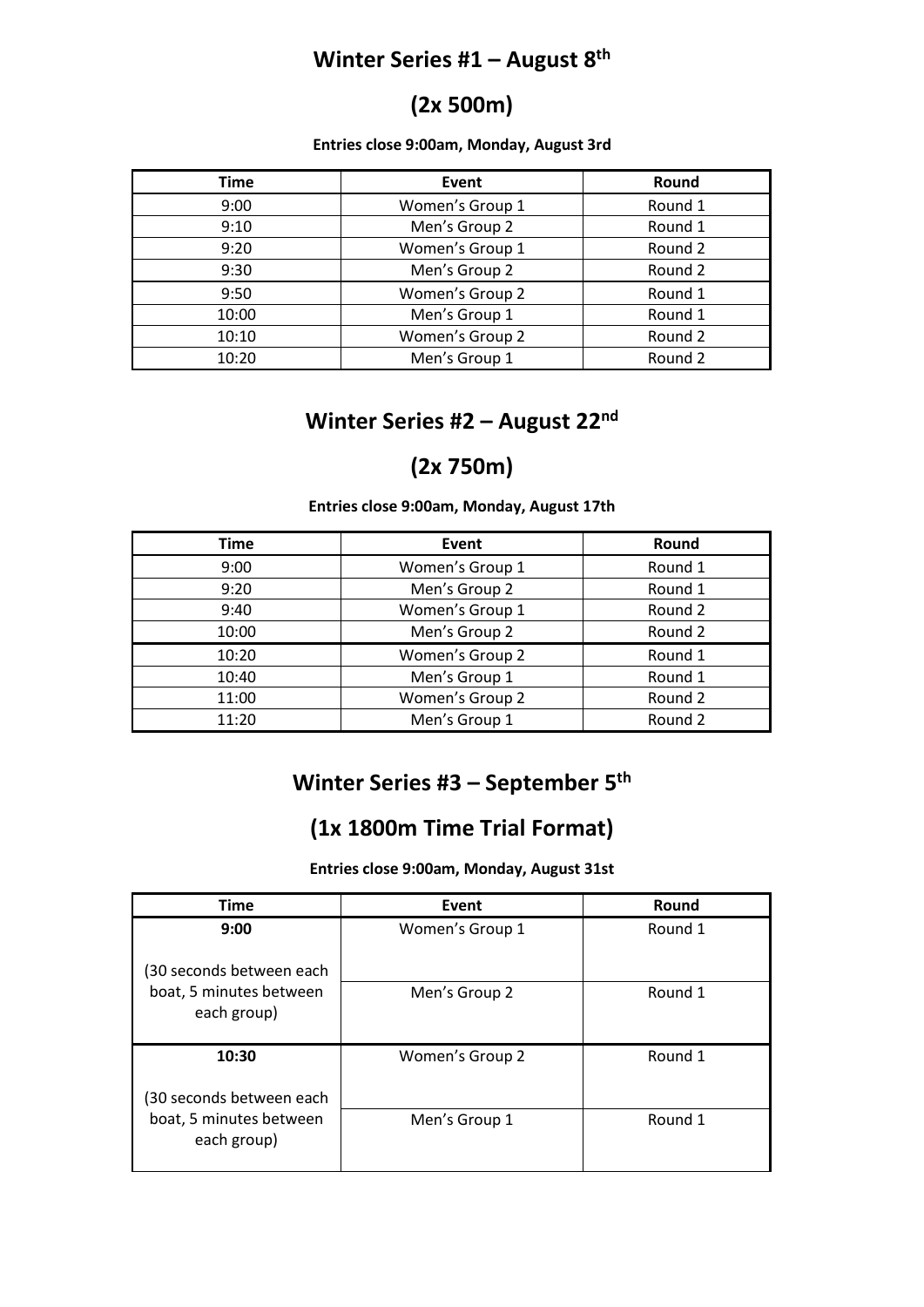# Winter Series #1 – August 8th

# (2x 500m)

**Entries close 9:00am, Monday, August 3rd**

| Time | Event | Round |
|---|---|---|
| 9:00 | Women's Group 1 | Round 1 |
| 9:10 | Men's Group 2 | Round 1 |
| 9:20 | Women's Group 1 | Round 2 |
| 9:30 | Men's Group 2 | Round 2 |
| 9:50 | Women's Group 2 | Round 1 |
| 10:00 | Men's Group 1 | Round 1 |
| 10:10 | Women's Group 2 | Round 2 |
| 10:20 | Men's Group 1 | Round 2 |

# Winter Series #2 – August 22nd

# (2x 750m)

**Entries close 9:00am, Monday, August 17th**

| Time | Event | Round |
|---|---|---|
| 9:00 | Women's Group 1 | Round 1 |
| 9:20 | Men's Group 2 | Round 1 |
| 9:40 | Women's Group 1 | Round 2 |
| 10:00 | Men's Group 2 | Round 2 |
| 10:20 | Women's Group 2 | Round 1 |
| 10:40 | Men's Group 1 | Round 1 |
| 11:00 | Women's Group 2 | Round 2 |
| 11:20 | Men's Group 1 | Round 2 |

# Winter Series #3 – September 5th

# (1x 1800m Time Trial Format)

**Entries close 9:00am, Monday, August 31st**

| Time | Event | Round |
|---|---|---|
| **9:00** (30 seconds between each boat, 5 minutes between each group) | Women's Group 1 | Round 1 |
| | Men's Group 2 | Round 1 |
| **10:30** (30 seconds between each boat, 5 minutes between each group) | Women's Group 2 | Round 1 |
| | Men's Group 1 | Round 1 |